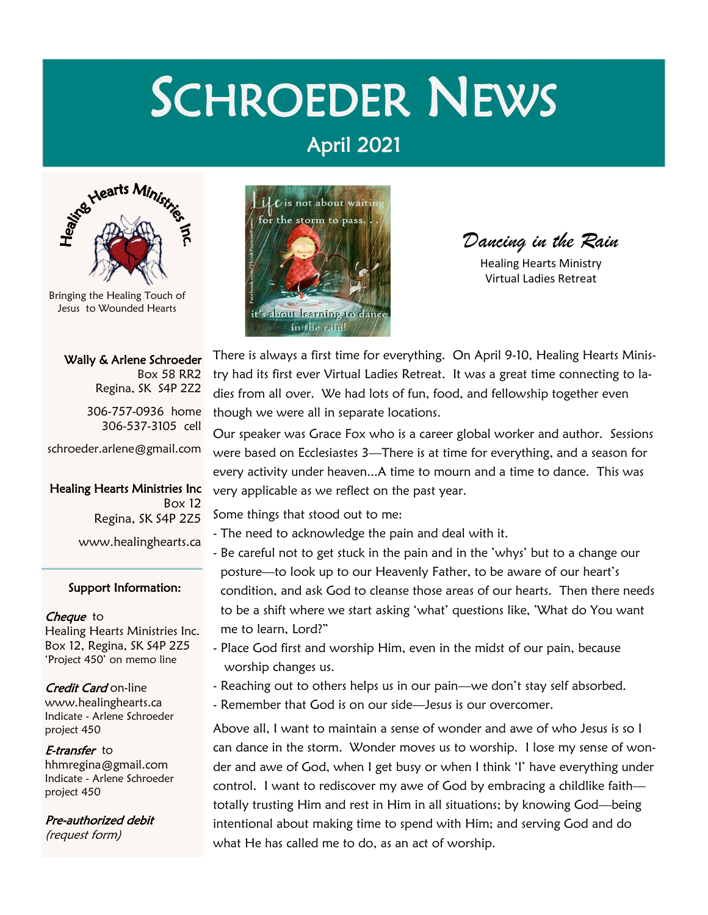# Schroeder News

## April 2021

Healing Hearts Ministries Inc.

Bringing the Healing Touch of Jesus to Wounded Hearts

**Wally & Arlene Schroeder**
Box 58 RR2
Regina, SK S4P 2Z2

306-757-0936 home
306-537-3105 cell

schroeder.arlene@gmail.com

**Healing Hearts Ministries Inc**
Box 12
Regina, SK S4P 2Z5

www.healinghearts.ca

**Support Information:**

*Cheque* to
Healing Hearts Ministries Inc.
Box 12, Regina, SK S4P 2Z5
'Project 450' on memo line

*Credit Card* on-line
www.healinghearts.ca
Indicate - Arlene Schroeder project 450

*E-transfer* to
hhmregina@gmail.com
Indicate - Arlene Schroeder project 450

*Pre-authorized debit*
*(request form)*

Life is not about waiting for the storm to pass... it's about learning to dance in the rain!

### *Dancing in the Rain*

Healing Hearts Ministry
Virtual Ladies Retreat

There is always a first time for everything. On April 9-10, Healing Hearts Ministry had its first ever Virtual Ladies Retreat. It was a great time connecting to ladies from all over. We had lots of fun, food, and fellowship together even though we were all in separate locations.

Our speaker was Grace Fox who is a career global worker and author. Sessions were based on Ecclesiastes 3—There is at time for everything, and a season for every activity under heaven...A time to mourn and a time to dance. This was very applicable as we reflect on the past year.

Some things that stood out to me:

- The need to acknowledge the pain and deal with it.
- Be careful not to get stuck in the pain and in the 'whys' but to a change our posture—to look up to our Heavenly Father, to be aware of our heart's condition, and ask God to cleanse those areas of our hearts. Then there needs to be a shift where we start asking 'what' questions like, 'What do You want me to learn, Lord?"
- Place God first and worship Him, even in the midst of our pain, because worship changes us.
- Reaching out to others helps us in our pain—we don't stay self absorbed.
- Remember that God is on our side—Jesus is our overcomer.

Above all, I want to maintain a sense of wonder and awe of who Jesus is so I can dance in the storm. Wonder moves us to worship. I lose my sense of wonder and awe of God, when I get busy or when I think 'I' have everything under control. I want to rediscover my awe of God by embracing a childlike faith—totally trusting Him and rest in Him in all situations; by knowing God—being intentional about making time to spend with Him; and serving God and do what He has called me to do, as an act of worship.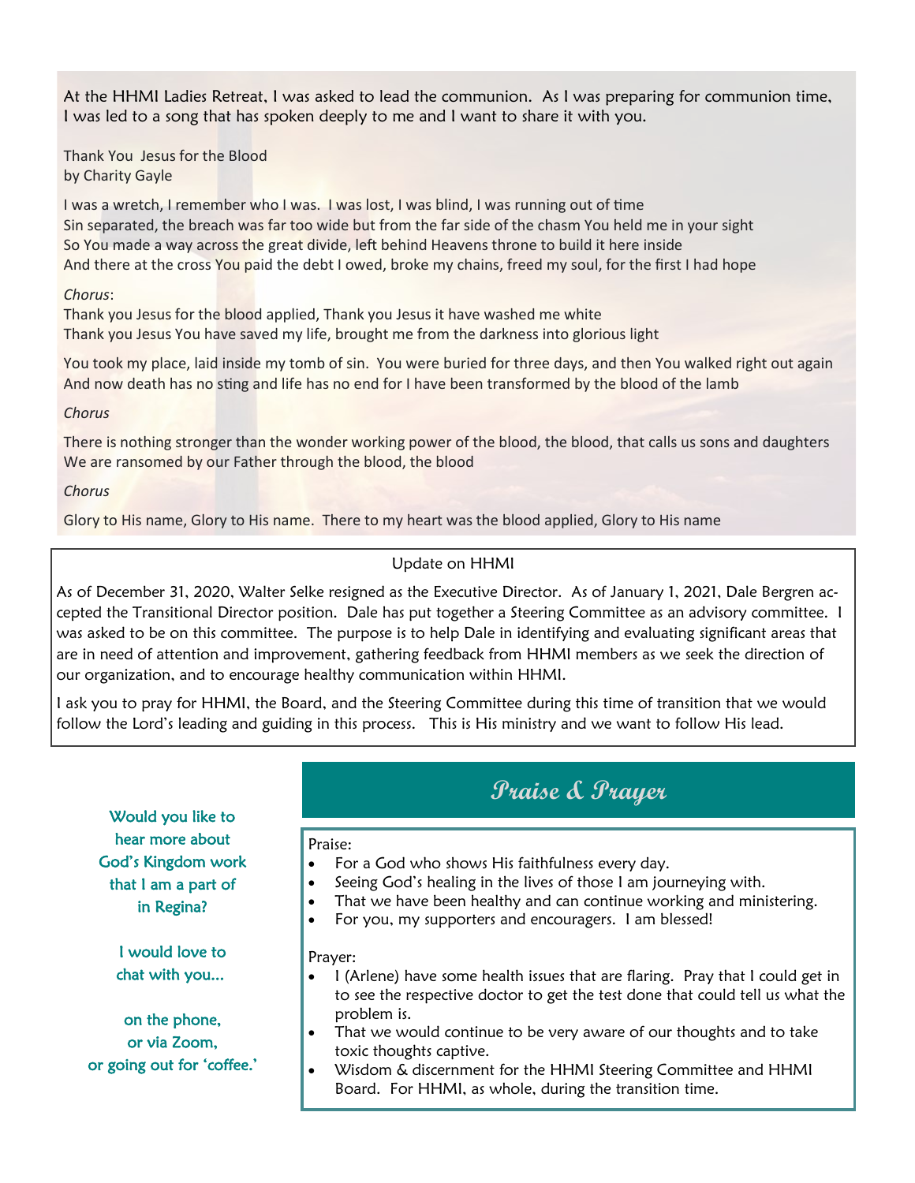At the HHMI Ladies Retreat, I was asked to lead the communion. As I was preparing for communion time, I was led to a song that has spoken deeply to me and I want to share it with you.

Thank You Jesus for the Blood
by Charity Gayle

I was a wretch, I remember who I was. I was lost, I was blind, I was running out of time
Sin separated, the breach was far too wide but from the far side of the chasm You held me in your sight
So You made a way across the great divide, left behind Heavens throne to build it here inside
And there at the cross You paid the debt I owed, broke my chains, freed my soul, for the first I had hope

*Chorus*:
Thank you Jesus for the blood applied, Thank you Jesus it have washed me white
Thank you Jesus You have saved my life, brought me from the darkness into glorious light

You took my place, laid inside my tomb of sin. You were buried for three days, and then You walked right out again
And now death has no sting and life has no end for I have been transformed by the blood of the lamb

*Chorus*

There is nothing stronger than the wonder working power of the blood, the blood, that calls us sons and daughters
We are ransomed by our Father through the blood, the blood

*Chorus*

Glory to His name, Glory to His name. There to my heart was the blood applied, Glory to His name

## Update on HHMI

As of December 31, 2020, Walter Selke resigned as the Executive Director. As of January 1, 2021, Dale Bergren accepted the Transitional Director position. Dale has put together a Steering Committee as an advisory committee. I was asked to be on this committee. The purpose is to help Dale in identifying and evaluating significant areas that are in need of attention and improvement, gathering feedback from HHMI members as we seek the direction of our organization, and to encourage healthy communication within HHMI.

I ask you to pray for HHMI, the Board, and the Steering Committee during this time of transition that we would follow the Lord's leading and guiding in this process. This is His ministry and we want to follow His lead.

Would you like to hear more about God's Kingdom work that I am a part of in Regina?

I would love to chat with you...

on the phone, or via Zoom, or going out for 'coffee.'

## Praise & Prayer

Praise:

- For a God who shows His faithfulness every day.
- Seeing God's healing in the lives of those I am journeying with.
- That we have been healthy and can continue working and ministering.
- For you, my supporters and encouragers. I am blessed!

Prayer:

- I (Arlene) have some health issues that are flaring. Pray that I could get in to see the respective doctor to get the test done that could tell us what the problem is.
- That we would continue to be very aware of our thoughts and to take toxic thoughts captive.
- Wisdom & discernment for the HHMI Steering Committee and HHMI Board. For HHMI, as whole, during the transition time.